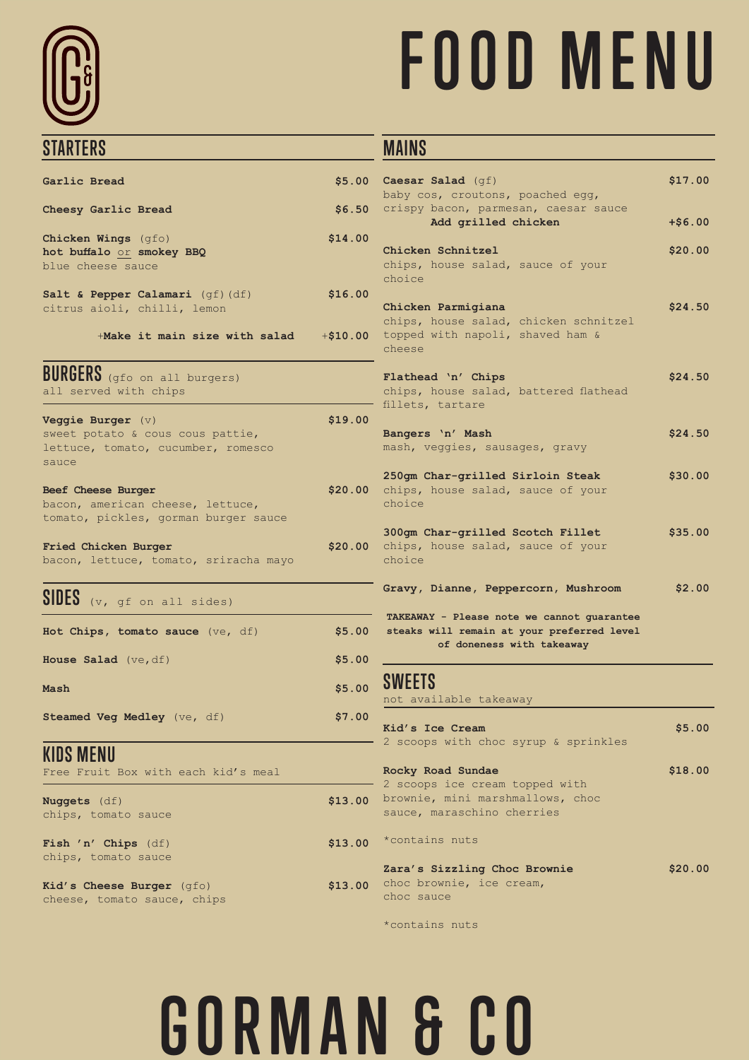# FOOD MENU

## STARTERS

**Garlic Bread** $5.00

**Cheesy Garlic Bread** $6.50

**Chicken Wings** (gfo) $14.00
**hot buffalo** or **smokey BBQ**
blue cheese sauce

**Salt & Pepper Calamari** (gf)(df) $16.00
citrus aioli, chilli, lemon

**+Make it main size with salad** +$10.00

## BURGERS (gfo on all burgers)

all served with chips

**Veggie Burger** (v) $19.00
sweet potato & cous cous pattie, lettuce, tomato, cucumber, romesco sauce

**Beef Cheese Burger** $20.00
bacon, american cheese, lettuce, tomato, pickles, gorman burger sauce

**Fried Chicken Burger** $20.00
bacon, lettuce, tomato, sriracha mayo

## SIDES (v, gf on all sides)

**Hot Chips, tomato sauce** (ve, df) $5.00

**House Salad** (ve,df) $5.00

**Mash** $5.00

**Steamed Veg Medley** (ve, df) $7.00

## KIDS MENU

Free Fruit Box with each kid's meal

**Nuggets** (df) $13.00
chips, tomato sauce

**Fish 'n' Chips** (df) $13.00
chips, tomato sauce

**Kid's Cheese Burger** (gfo) $13.00
cheese, tomato sauce, chips

## MAINS

**Caesar Salad** (gf) $17.00
baby cos, croutons, poached egg, crispy bacon, parmesan, caesar sauce
**Add grilled chicken** +$6.00

**Chicken Schnitzel** $20.00
chips, house salad, sauce of your choice

**Chicken Parmigiana** $24.50
chips, house salad, chicken schnitzel topped with napoli, shaved ham & cheese

**Flathead 'n' Chips** $24.50
chips, house salad, battered flathead fillets, tartare

**Bangers 'n' Mash** $24.50
mash, veggies, sausages, gravy

**250gm Char-grilled Sirloin Steak** $30.00
chips, house salad, sauce of your choice

**300gm Char-grilled Scotch Fillet** $35.00
chips, house salad, sauce of your choice

**Gravy, Dianne, Peppercorn, Mushroom** $2.00

**TAKEAWAY - Please note we cannot guarantee steaks will remain at your preferred level of doneness with takeaway**

## SWEETS

not available takeaway

**Kid's Ice Cream** $5.00
2 scoops with choc syrup & sprinkles

**Rocky Road Sundae** $18.00
2 scoops ice cream topped with brownie, mini marshmallows, choc sauce, maraschino cherries

*contains nuts

**Zara's Sizzling Choc Brownie** $20.00
choc brownie, ice cream, choc sauce

*contains nuts

# GORMAN & CO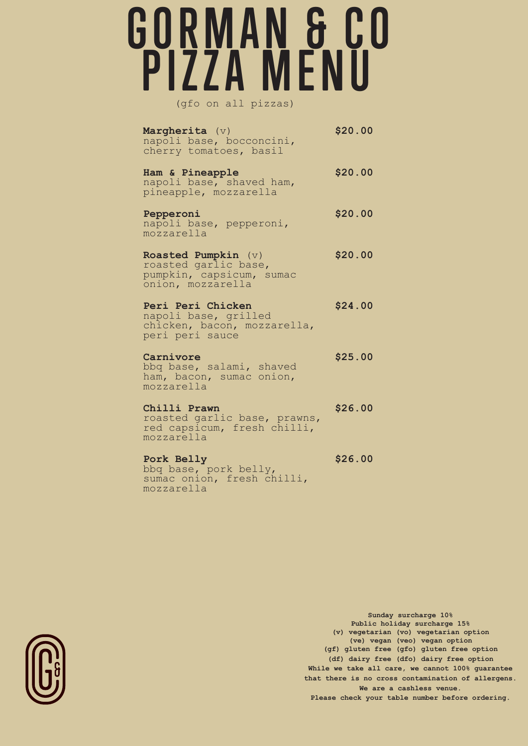# GORMAN & CO PIZZA MENU

(gfo on all pizzas)

**Margherita** (v) — **$20.00**
napoli base, bocconcini, cherry tomatoes, basil

**Ham & Pineapple** — **$20.00**
napoli base, shaved ham, pineapple, mozzarella

**Pepperoni** — **$20.00**
napoli base, pepperoni, mozzarella

**Roasted Pumpkin** (v) — **$20.00**
roasted garlic base, pumpkin, capsicum, sumac onion, mozzarella

**Peri Peri Chicken** — **$24.00**
napoli base, grilled chicken, bacon, mozzarella, peri peri sauce

**Carnivore** — **$25.00**
bbq base, salami, shaved ham, bacon, sumac onion, mozzarella

**Chilli Prawn** — **$26.00**
roasted garlic base, prawns, red capsicum, fresh chilli, mozzarella

**Pork Belly** — **$26.00**
bbq base, pork belly, sumac onion, fresh chilli, mozzarella

**Sunday surcharge 10%**
**Public holiday surcharge 15%**
**(v) vegetarian (vo) vegetarian option**
**(ve) vegan (veo) vegan option**
**(gf) gluten free (gfo) gluten free option**
**(df) dairy free (dfo) dairy free option**
**While we take all care, we cannot 100% guarantee that there is no cross contamination of allergens.**
**We are a cashless venue.**
**Please check your table number before ordering.**